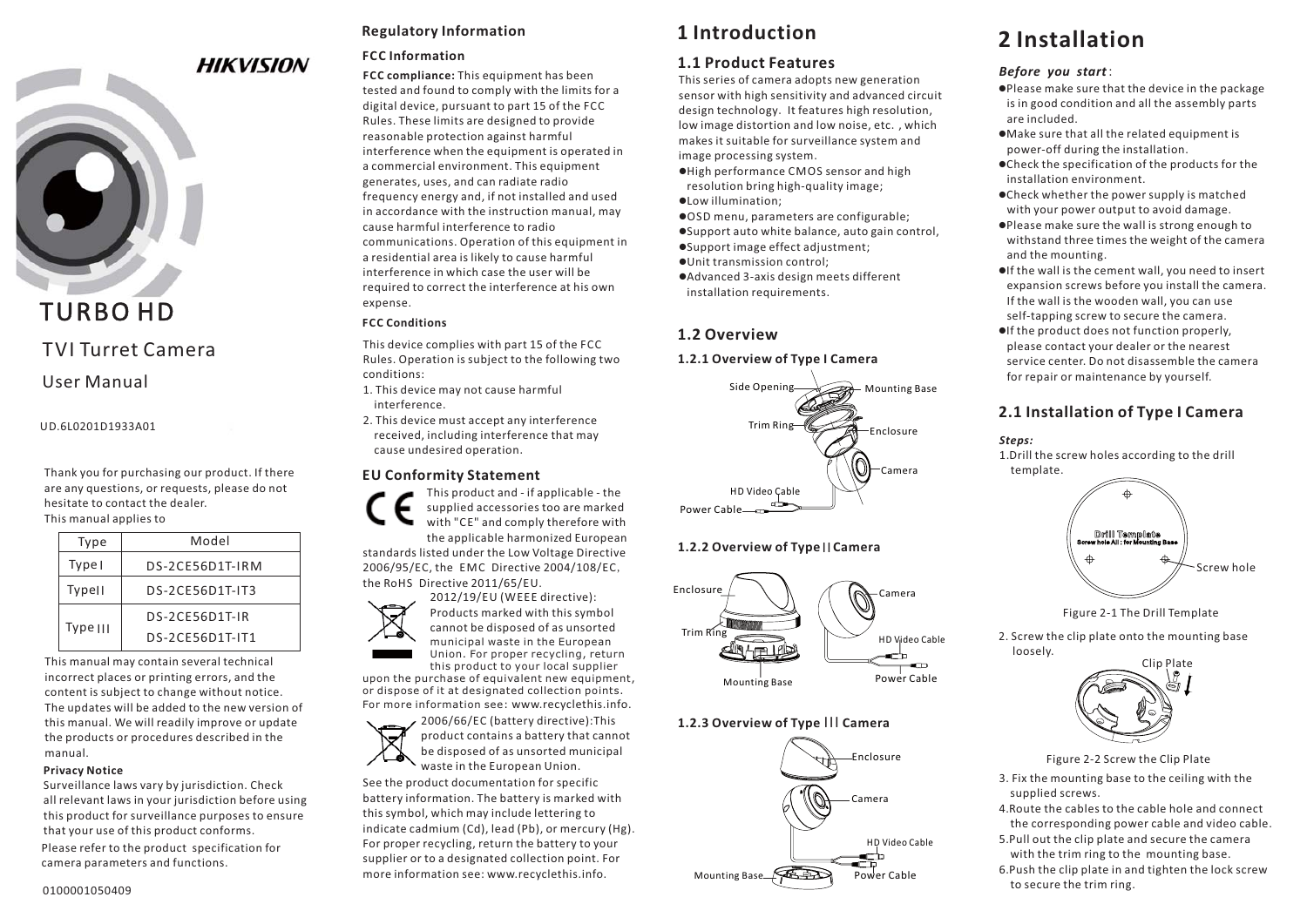HIKVISION

# TURBO HD

TVI Turret Camera

User Manual

UD.6L0201D1933A01

Thank you for purchasing our product. If there are any questions, or requests, please do not hesitate to contact the dealer.

This manual applies to

| Type | Model |
|---|---|
| Type I | DS-2CE56D1T-IRM |
| Type II | DS-2CE56D1T-IT3 |
| Type III | DS-2CE56D1T-IR<br>DS-2CE56D1T-IT1 |

This manual may contain several technical incorrect places or printing errors, and the content is subject to change without notice. The updates will be added to the new version of this manual. We will readily improve or update the products or procedures described in the manual.

**Privacy Notice**

Surveillance laws vary by jurisdiction. Check all relevant laws in your jurisdiction before using this product for surveillance purposes to ensure that your use of this product conforms.

Please refer to the product specification for camera parameters and functions.

0100001050409

## Regulatory Information

**FCC Information**

**FCC compliance:** This equipment has been tested and found to comply with the limits for a digital device, pursuant to part 15 of the FCC Rules. These limits are designed to provide reasonable protection against harmful interference when the equipment is operated in a commercial environment. This equipment generates, uses, and can radiate radio frequency energy and, if not installed and used in accordance with the instruction manual, may cause harmful interference to radio communications. Operation of this equipment in a residential area is likely to cause harmful interference in which case the user will be required to correct the interference at his own expense.

**FCC Conditions**

This device complies with part 15 of the FCC Rules. Operation is subject to the following two conditions:

1. This device may not cause harmful interference.
2. This device must accept any interference received, including interference that may cause undesired operation.

**EU Conformity Statement**

This product and - if applicable - the supplied accessories too are marked with "CE" and comply therefore with the applicable harmonized European standards listed under the Low Voltage Directive 2006/95/EC, the EMC Directive 2004/108/EC, the RoHS Directive 2011/65/EU.

2012/19/EU (WEEE directive): Products marked with this symbol cannot be disposed of as unsorted municipal waste in the European Union. For proper recycling, return this product to your local supplier upon the purchase of equivalent new equipment, or dispose of it at designated collection points. For more information see: www.recyclethis.info.

2006/66/EC (battery directive):This product contains a battery that cannot be disposed of as unsorted municipal waste in the European Union. See the product documentation for specific battery information. The battery is marked with this symbol, which may include lettering to indicate cadmium (Cd), lead (Pb), or mercury (Hg). For proper recycling, return the battery to your supplier or to a designated collection point. For more information see: www.recyclethis.info.

# 1 Introduction

## 1.1 Product Features

This series of camera adopts new generation sensor with high sensitivity and advanced circuit design technology. It features high resolution, low image distortion and low noise, etc. , which makes it suitable for surveillance system and image processing system.

- High performance CMOS sensor and high resolution bring high-quality image;
- Low illumination;
- OSD menu, parameters are configurable;
- Support auto white balance, auto gain control,
- Support image effect adjustment;
- Unit transmission control;
- Advanced 3-axis design meets different installation requirements.

## 1.2 Overview

### 1.2.1 Overview of Type I Camera

Side Opening, Mounting Base, Trim Ring, Enclosure, Camera, HD Video Cable, Power Cable

### 1.2.2 Overview of Type II Camera

Enclosure, Camera, Trim Ring, HD Video Cable, Mounting Base, Power Cable

### 1.2.3 Overview of Type III Camera

Enclosure, Camera, HD Video Cable, Mounting Base, Power Cable

# 2 Installation

***Before you start*:**

- Please make sure that the device in the package is in good condition and all the assembly parts are included.
- Make sure that all the related equipment is power-off during the installation.
- Check the specification of the products for the installation environment.
- Check whether the power supply is matched with your power output to avoid damage.
- Please make sure the wall is strong enough to withstand three times the weight of the camera and the mounting.
- If the wall is the cement wall, you need to insert expansion screws before you install the camera. If the wall is the wooden wall, you can use self-tapping screw to secure the camera.
- If the product does not function properly, please contact your dealer or the nearest service center. Do not disassemble the camera for repair or maintenance by yourself.

## 2.1 Installation of Type I Camera

***Steps:***

1. Drill the screw holes according to the drill template.

Drill Template — Screw hole All : for Mounting Base — Screw hole

Figure 2-1 The Drill Template

2. Screw the clip plate onto the mounting base loosely.

Clip Plate

Figure 2-2 Screw the Clip Plate

3. Fix the mounting base to the ceiling with the supplied screws.
4. Route the cables to the cable hole and connect the corresponding power cable and video cable.
5. Pull out the clip plate and secure the camera with the trim ring to the mounting base.
6. Push the clip plate in and tighten the lock screw to secure the trim ring.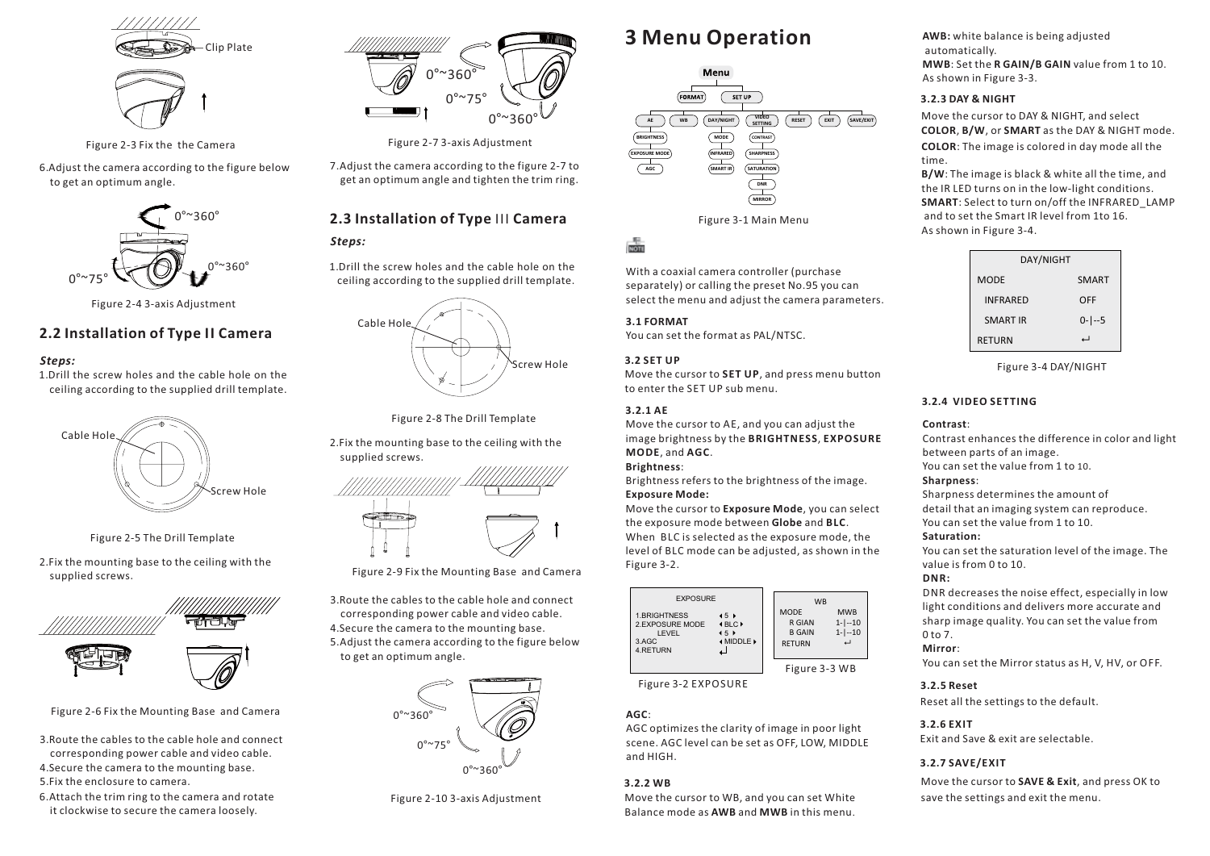Clip Plate

Figure 2-3 Fix the the Camera

6.Adjust the camera according to the figure below to get an optimum angle.

0°~360°

0°~360°

0°~75°

Figure 2-4 3-axis Adjustment

## 2.2 Installation of Type II Camera

*Steps:*

1.Drill the screw holes and the cable hole on the ceiling according to the supplied drill template.

Cable Hole

Screw Hole

Figure 2-5 The Drill Template

2.Fix the mounting base to the ceiling with the supplied screws.

Figure 2-6 Fix the Mounting Base and Camera

3.Route the cables to the cable hole and connect corresponding power cable and video cable.
4.Secure the camera to the mounting base.
5.Fix the enclosure to camera.
6.Attach the trim ring to the camera and rotate it clockwise to secure the camera loosely.

0°~360°

0°~75°

0°~360°

Figure 2-7 3-axis Adjustment

7.Adjust the camera according to the figure 2-7 to get an optimum angle and tighten the trim ring.

## 2.3 Installation of Type III Camera

*Steps:*

1.Drill the screw holes and the cable hole on the ceiling according to the supplied drill template.

Cable Hole

Screw Hole

Figure 2-8 The Drill Template

2.Fix the mounting base to the ceiling with the supplied screws.

Figure 2-9 Fix the Mounting Base and Camera

3.Route the cables to the cable hole and connect corresponding power cable and video cable.
4.Secure the camera to the mounting base.
5.Adjust the camera according to the figure below to get an optimum angle.

0°~360°

0°~75°

0°~360°

Figure 2-10 3-axis Adjustment

# 3 Menu Operation

Menu

FORMAT

SET UP

AE

WB

DAY/NIGHT

VIDEO SETTING

RESET

EXIT

SAVE/EXIT

BRIGHTNESS

EXPOSURE MODE

AGC

MODE

INFRARED

SMART IR

CONTRAST

SHARPNESS

SATURATION

DNR

MIRROR

Figure 3-1 Main Menu

NOTE

With a coaxial camera controller (purchase separately) or calling the preset No.95 you can select the menu and adjust the camera parameters.

**3.1 FORMAT**

You can set the format as PAL/NTSC.

**3.2 SET UP**

Move the cursor to **SET UP**, and press menu button to enter the SET UP sub menu.

**3.2.1 AE**

Move the cursor to AE, and you can adjust the image brightness by the **BRIGHTNESS**, **EXPOSURE MODE**, and **AGC**.

**Brightness**:

Brightness refers to the brightness of the image.

**Exposure Mode:**

Move the cursor to **Exposure Mode**, you can select the exposure mode between **Globe** and **BLC**. When BLC is selected as the exposure mode, the level of BLC mode can be adjusted, as shown in the Figure 3-2.

| EXPOSURE | |
|---|---|
| 1.BRIGHTNESS | ◂5▸ |
| 2.EXPOSURE MODE | ◂BLC▸ |
| LEVEL | ◂5▸ |
| 3.AGC | ◂MIDDLE▸ |
| 4.RETURN | ↵ |

Figure 3-2 EXPOSURE

| WB | |
|---|---|
| MODE | MWB |
| R GIAN | 1-\|--10 |
| B GAIN | 1-\|--10 |
| RETURN | ↵ |

Figure 3-3 WB

**AGC**:

AGC optimizes the clarity of image in poor light scene. AGC level can be set as OFF, LOW, MIDDLE and HIGH.

**3.2.2 WB**

Move the cursor to WB, and you can set White Balance mode as **AWB** and **MWB** in this menu.

**AWB:** white balance is being adjusted automatically.

**MWB**: Set the **R GAIN/B GAIN** value from 1 to 10. As shown in Figure 3-3.

**3.2.3 DAY & NIGHT**

Move the cursor to DAY & NIGHT, and select **COLOR**, **B/W**, or **SMART** as the DAY & NIGHT mode.

**COLOR**: The image is colored in day mode all the time.

**B/W**: The image is black & white all the time, and the IR LED turns on in the low-light conditions.

**SMART**: Select to turn on/off the INFRARED_LAMP and to set the Smart IR level from 1to 16. As shown in Figure 3-4.

| DAY/NIGHT | |
|---|---|
| MODE | SMART |
| INFRARED | OFF |
| SMART IR | 0-\|--5 |
| RETURN | ↵ |

Figure 3-4 DAY/NIGHT

**3.2.4 VIDEO SETTING**

**Contrast**:

Contrast enhances the difference in color and light between parts of an image.

You can set the value from 1 to 10.

**Sharpness**:

Sharpness determines the amount of detail that an imaging system can reproduce.

You can set the value from 1 to 10.

**Saturation:**

You can set the saturation level of the image. The value is from 0 to 10.

**DNR:**

DNR decreases the noise effect, especially in low light conditions and delivers more accurate and sharp image quality. You can set the value from 0 to 7.

**Mirror**:

You can set the Mirror status as H, V, HV, or OFF.

**3.2.5 Reset**

Reset all the settings to the default.

**3.2.6 EXIT**

Exit and Save & exit are selectable.

**3.2.7 SAVE/EXIT**

Move the cursor to **SAVE & Exit**, and press OK to save the settings and exit the menu.